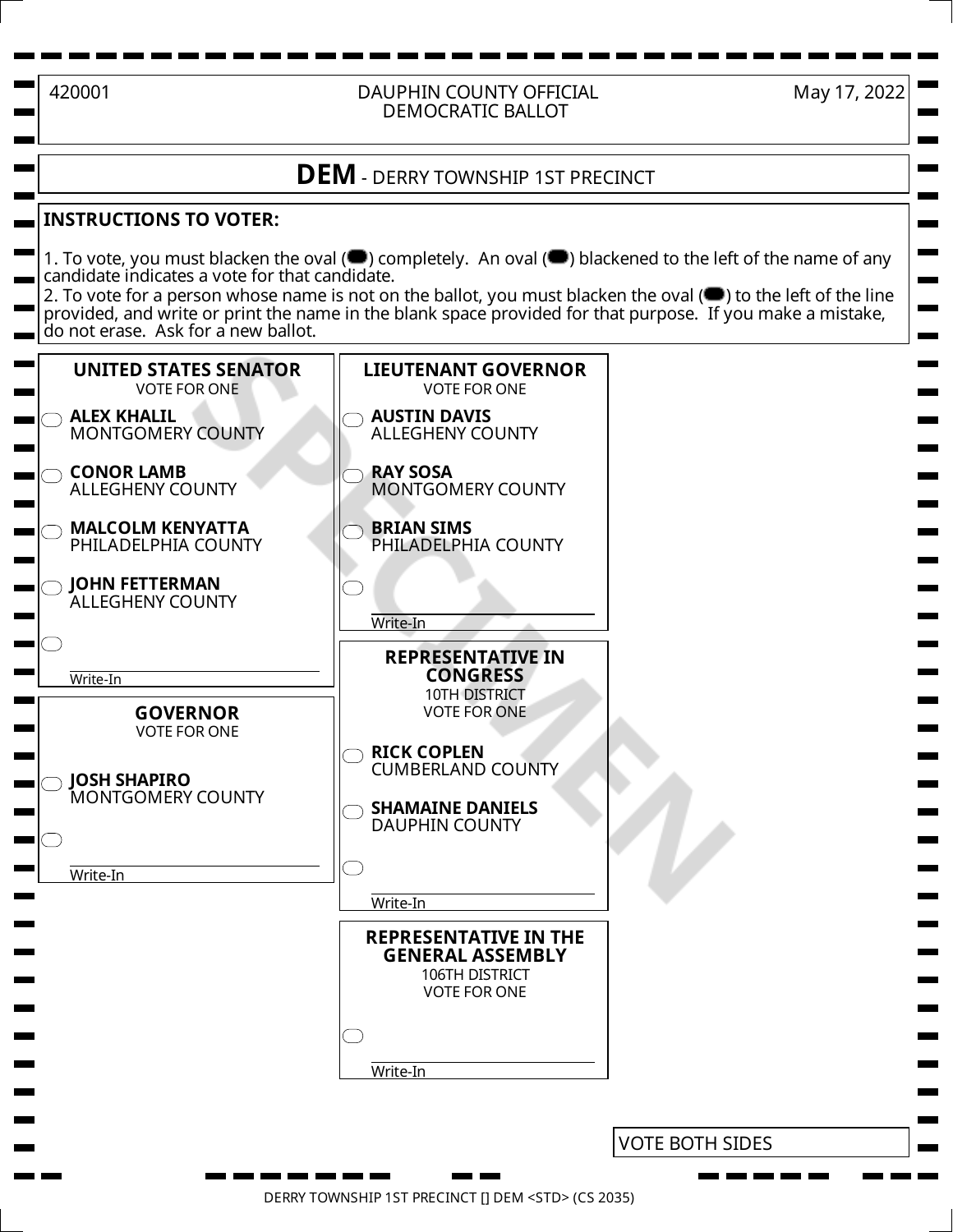420001

DAUPHIN COUNTY OFFICIAL
DEMOCRATIC BALLOT

May 17, 2022

# DEM - DERRY TOWNSHIP 1ST PRECINCT

**INSTRUCTIONS TO VOTER:**

1. To vote, you must blacken the oval (⬬) completely. An oval (⬬) blackened to the left of the name of any candidate indicates a vote for that candidate.
2. To vote for a person whose name is not on the ballot, you must blacken the oval (⬬) to the left of the line provided, and write or print the name in the blank space provided for that purpose. If you make a mistake, do not erase. Ask for a new ballot.

## UNITED STATES SENATOR
VOTE FOR ONE

- ⬭ **ALEX KHALIL** MONTGOMERY COUNTY
- ⬭ **CONOR LAMB** ALLEGHENY COUNTY
- ⬭ **MALCOLM KENYATTA** PHILADELPHIA COUNTY
- ⬭ **JOHN FETTERMAN** ALLEGHENY COUNTY
- ⬭ ______ Write-In

## GOVERNOR
VOTE FOR ONE

- ⬭ **JOSH SHAPIRO** MONTGOMERY COUNTY
- ⬭ ______ Write-In

## LIEUTENANT GOVERNOR
VOTE FOR ONE

- ⬭ **AUSTIN DAVIS** ALLEGHENY COUNTY
- ⬭ **RAY SOSA** MONTGOMERY COUNTY
- ⬭ **BRIAN SIMS** PHILADELPHIA COUNTY
- ⬭ ______ Write-In

## REPRESENTATIVE IN CONGRESS
10TH DISTRICT
VOTE FOR ONE

- ⬭ **RICK COPLEN** CUMBERLAND COUNTY
- ⬭ **SHAMAINE DANIELS** DAUPHIN COUNTY
- ⬭ ______ Write-In

## REPRESENTATIVE IN THE GENERAL ASSEMBLY
106TH DISTRICT
VOTE FOR ONE

- ⬭ ______ Write-In

VOTE BOTH SIDES

DERRY TOWNSHIP 1ST PRECINCT [] DEM <STD> (CS 2035)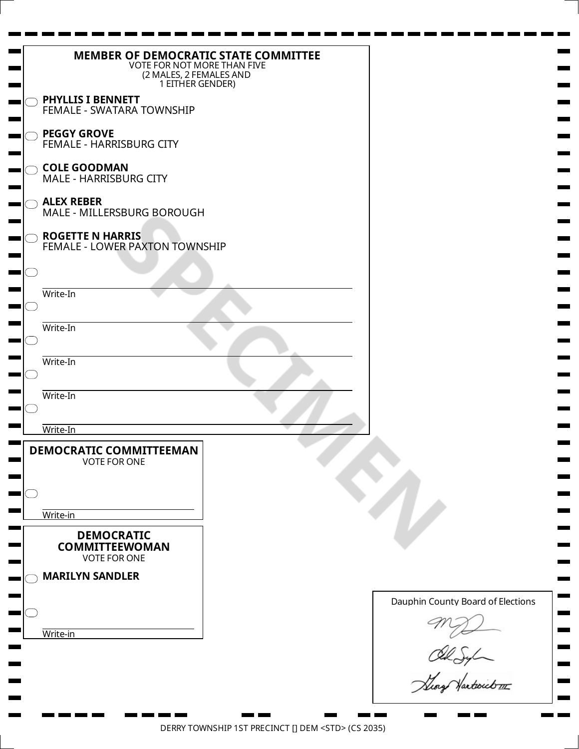## MEMBER OF DEMOCRATIC STATE COMMITTEE

VOTE FOR NOT MORE THAN FIVE
(2 MALES, 2 FEMALES AND
1 EITHER GENDER)

- **PHYLLIS I BENNETT**
  FEMALE - SWATARA TOWNSHIP
- **PEGGY GROVE**
  FEMALE - HARRISBURG CITY
- **COLE GOODMAN**
  MALE - HARRISBURG CITY
- **ALEX REBER**
  MALE - MILLERSBURG BOROUGH
- **ROGETTE N HARRIS**
  FEMALE - LOWER PAXTON TOWNSHIP
- Write-In
- Write-In
- Write-In
- Write-In
- Write-In

## DEMOCRATIC COMMITTEEMAN

VOTE FOR ONE

- Write-in

## DEMOCRATIC COMMITTEEWOMAN

VOTE FOR ONE

- **MARILYN SANDLER**
- Write-in

SPECIMEN

Dauphin County Board of Elections

DERRY TOWNSHIP 1ST PRECINCT [] DEM <STD> (CS 2035)